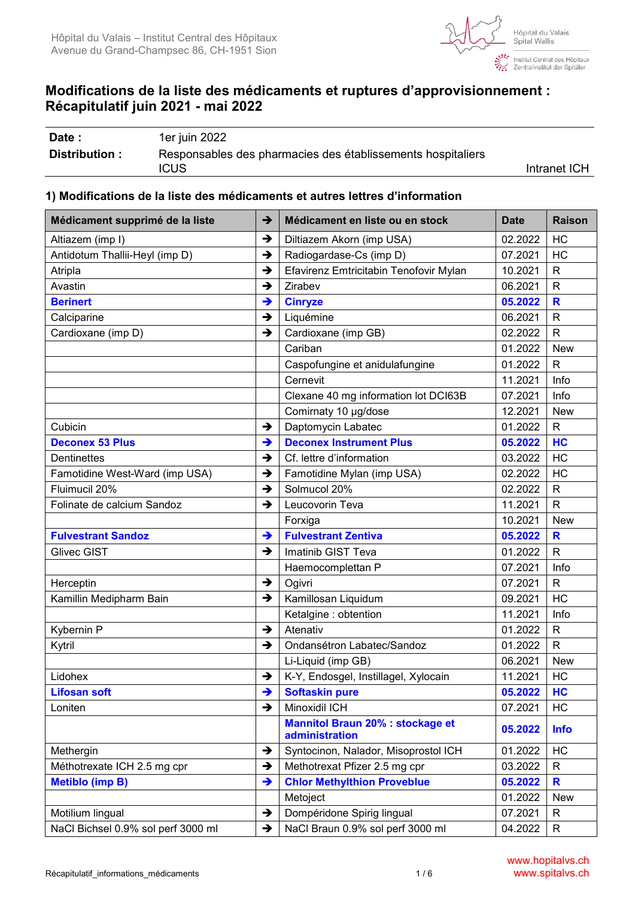Hôpital du Valais – Institut Central des Hôpitaux
Avenue du Grand-Champsec 86, CH-1951 Sion

# Modifications de la liste des médicaments et ruptures d'approvisionnement : Récapitulatif juin 2021 - mai 2022

| **Date :** | 1er juin 2022 | |
|---|---|---|
| **Distribution :** | Responsables des pharmacies des établissements hospitaliers ICUS | Intranet ICH |

## 1) Modifications de la liste des médicaments et autres lettres d'information

| Médicament supprimé de la liste | ➔ | Médicament en liste ou en stock | Date | Raison |
|---|---|---|---|---|
| Altiazem (imp I) | ➔ | Diltiazem Akorn (imp USA) | 02.2022 | HC |
| Antidotum Thallii-Heyl (imp D) | ➔ | Radiogardase-Cs (imp D) | 07.2021 | HC |
| Atripla | ➔ | Efavirenz Emtricitabin Tenofovir Mylan | 10.2021 | R |
| Avastin | ➔ | Zirabev | 06.2021 | R |
| **Berinert** | ➔ | **Cinryze** | **05.2022** | **R** |
| Calciparine | ➔ | Liquémine | 06.2021 | R |
| Cardioxane (imp D) | ➔ | Cardioxane (imp GB) | 02.2022 | R |
| | | Cariban | 01.2022 | New |
| | | Caspofungine et anidulafungine | 01.2022 | R |
| | | Cernevit | 11.2021 | Info |
| | | Clexane 40 mg information lot DCI63B | 07.2021 | Info |
| | | Comirnaty 10 µg/dose | 12.2021 | New |
| Cubicin | ➔ | Daptomycin Labatec | 01.2022 | R |
| **Deconex 53 Plus** | ➔ | **Deconex Instrument Plus** | **05.2022** | **HC** |
| Dentinettes | ➔ | Cf. lettre d'information | 03.2022 | HC |
| Famotidine West-Ward (imp USA) | ➔ | Famotidine Mylan (imp USA) | 02.2022 | HC |
| Fluimucil 20% | ➔ | Solmucol 20% | 02.2022 | R |
| Folinate de calcium Sandoz | ➔ | Leucovorin Teva | 11.2021 | R |
| | | Forxiga | 10.2021 | New |
| **Fulvestrant Sandoz** | ➔ | **Fulvestrant Zentiva** | **05.2022** | **R** |
| Glivec GIST | ➔ | Imatinib GIST Teva | 01.2022 | R |
| | | Haemocomplettan P | 07.2021 | Info |
| Herceptin | ➔ | Ogivri | 07.2021 | R |
| Kamillin Medipharm Bain | ➔ | Kamillosan Liquidum | 09.2021 | HC |
| | | Ketalgine : obtention | 11.2021 | Info |
| Kybernin P | ➔ | Atenativ | 01.2022 | R |
| Kytril | ➔ | Ondansétron Labatec/Sandoz | 01.2022 | R |
| | | Li-Liquid (imp GB) | 06.2021 | New |
| Lidohex | ➔ | K-Y, Endosgel, Instillagel, Xylocain | 11.2021 | HC |
| **Lifosan soft** | ➔ | **Softaskin pure** | **05.2022** | **HC** |
| Loniten | ➔ | Minoxidil ICH | 07.2021 | HC |
| | | **Mannitol Braun 20% : stockage et administration** | **05.2022** | **Info** |
| Methergin | ➔ | Syntocinon, Nalador, Misoprostol ICH | 01.2022 | HC |
| Méthotrexate ICH 2.5 mg cpr | ➔ | Methotrexat Pfizer 2.5 mg cpr | 03.2022 | R |
| **Metiblo (imp B)** | ➔ | **Chlor Methylthion Proveblue** | **05.2022** | **R** |
| | | Metoject | 01.2022 | New |
| Motilium lingual | ➔ | Dompéridone Spirig lingual | 07.2021 | R |
| NaCl Bichsel 0.9% sol perf 3000 ml | ➔ | NaCl Braun 0.9% sol perf 3000 ml | 04.2022 | R |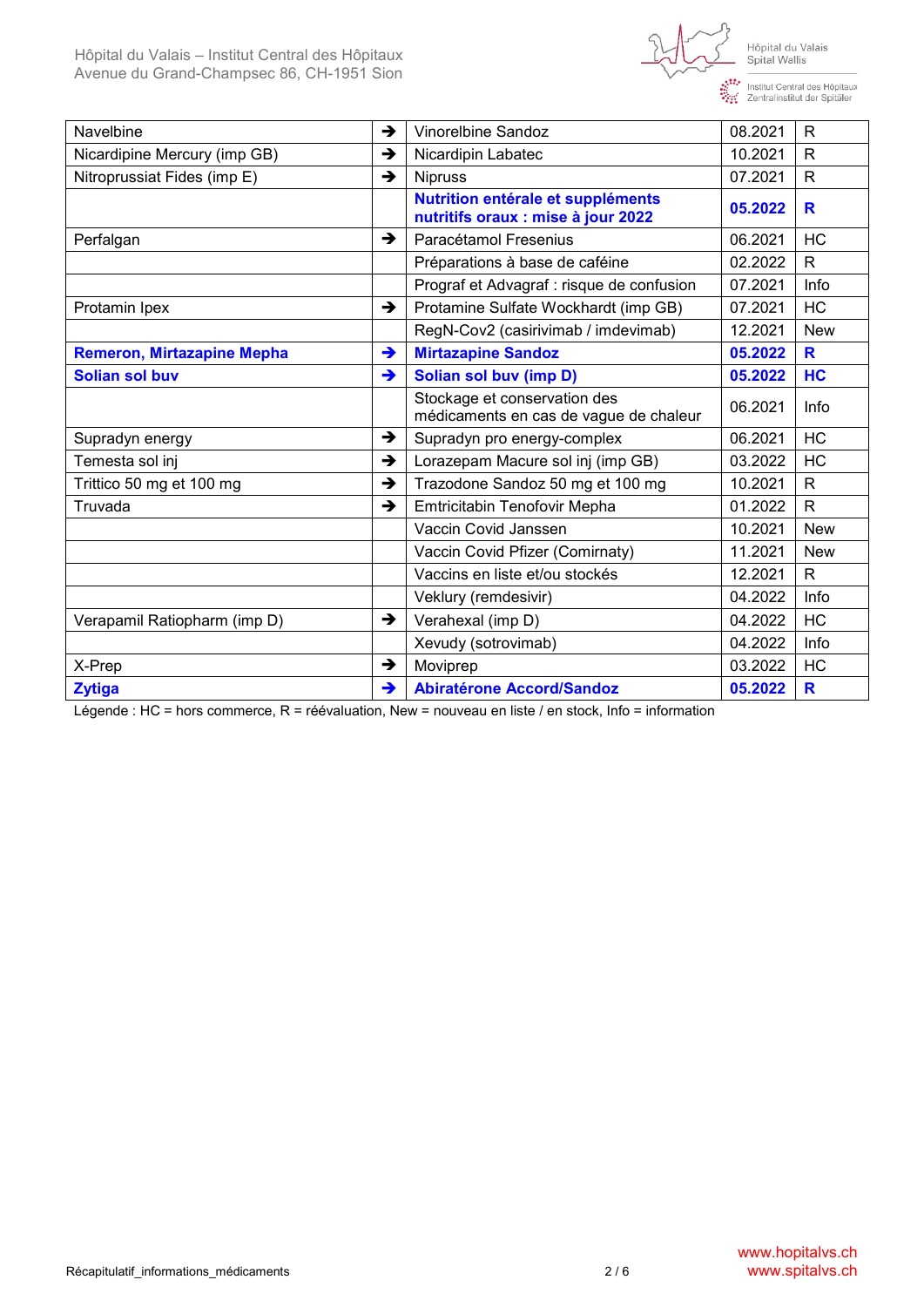| | | | | |
|---|---|---|---|---|
| Navelbine | ➔ | Vinorelbine Sandoz | 08.2021 | R |
| Nicardipine Mercury (imp GB) | ➔ | Nicardipin Labatec | 10.2021 | R |
| Nitroprussiat Fides (imp E) | ➔ | Nipruss | 07.2021 | R |
| | | **Nutrition entérale et suppléments nutritifs oraux : mise à jour 2022** | **05.2022** | **R** |
| Perfalgan | ➔ | Paracétamol Fresenius | 06.2021 | HC |
| | | Préparations à base de caféine | 02.2022 | R |
| | | Prograf et Advagraf : risque de confusion | 07.2021 | Info |
| Protamin Ipex | ➔ | Protamine Sulfate Wockhardt (imp GB) | 07.2021 | HC |
| | | RegN-Cov2 (casirivimab / imdevimab) | 12.2021 | New |
| **Remeron, Mirtazapine Mepha** | ➔ | **Mirtazapine Sandoz** | **05.2022** | **R** |
| **Solian sol buv** | ➔ | **Solian sol buv (imp D)** | **05.2022** | **HC** |
| | | Stockage et conservation des médicaments en cas de vague de chaleur | 06.2021 | Info |
| Supradyn energy | ➔ | Supradyn pro energy-complex | 06.2021 | HC |
| Temesta sol inj | ➔ | Lorazepam Macure sol inj (imp GB) | 03.2022 | HC |
| Trittico 50 mg et 100 mg | ➔ | Trazodone Sandoz 50 mg et 100 mg | 10.2021 | R |
| Truvada | ➔ | Emtricitabin Tenofovir Mepha | 01.2022 | R |
| | | Vaccin Covid Janssen | 10.2021 | New |
| | | Vaccin Covid Pfizer (Comirnaty) | 11.2021 | New |
| | | Vaccins en liste et/ou stockés | 12.2021 | R |
| | | Veklury (remdesivir) | 04.2022 | Info |
| Verapamil Ratiopharm (imp D) | ➔ | Verahexal (imp D) | 04.2022 | HC |
| | | Xevudy (sotrovimab) | 04.2022 | Info |
| X-Prep | ➔ | Moviprep | 03.2022 | HC |
| **Zytiga** | ➔ | **Abiratérone Accord/Sandoz** | **05.2022** | **R** |

Légende : HC = hors commerce, R = réévaluation, New = nouveau en liste / en stock, Info = information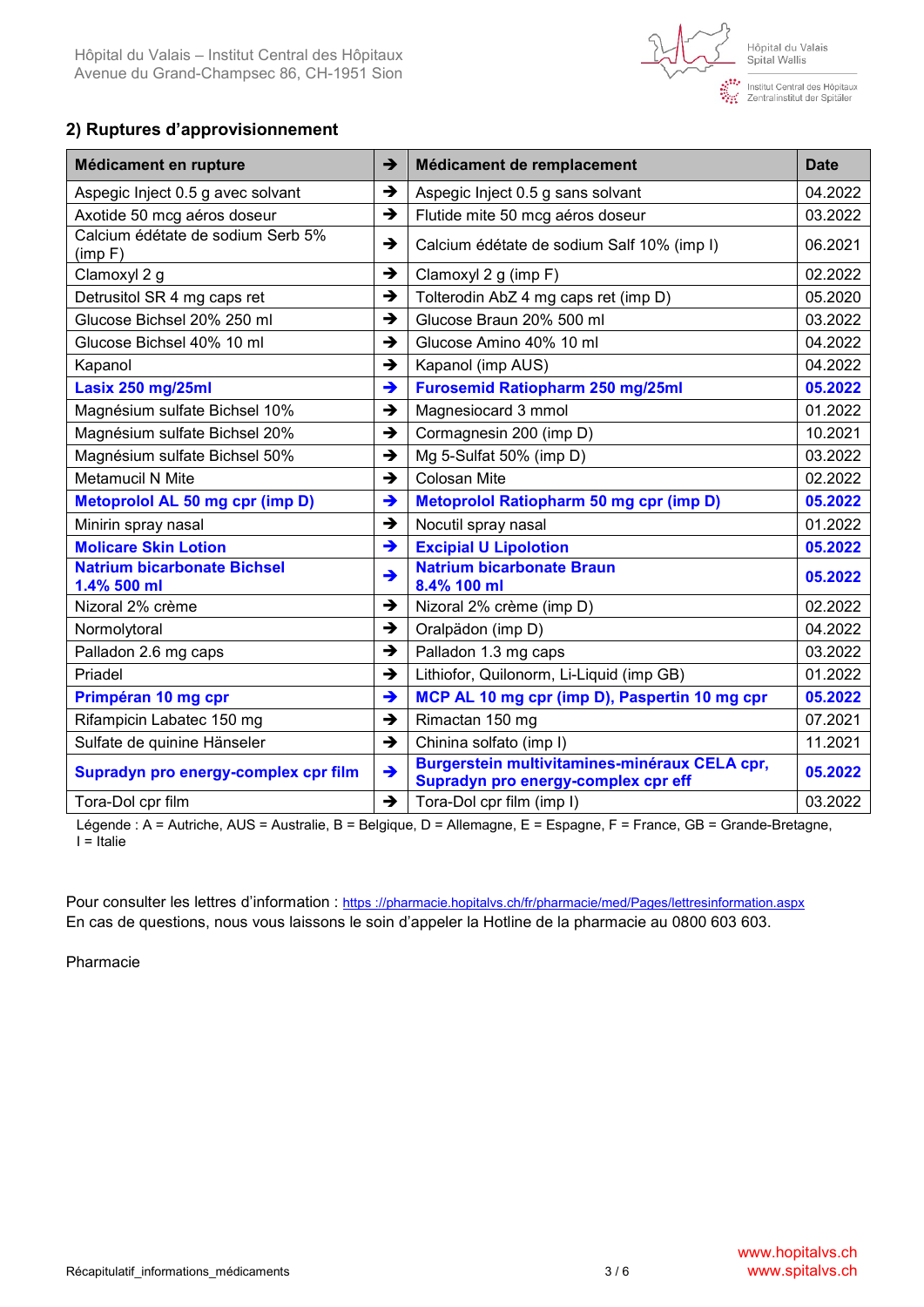## 2) Ruptures d'approvisionnement

| Médicament en rupture | ➔ | Médicament de remplacement | Date |
|---|---|---|---|
| Aspegic Inject 0.5 g avec solvant | ➔ | Aspegic Inject 0.5 g sans solvant | 04.2022 |
| Axotide 50 mcg aéros doseur | ➔ | Flutide mite 50 mcg aéros doseur | 03.2022 |
| Calcium édétate de sodium Serb 5% (imp F) | ➔ | Calcium édétate de sodium Salf 10% (imp I) | 06.2021 |
| Clamoxyl 2 g | ➔ | Clamoxyl 2 g (imp F) | 02.2022 |
| Detrusitol SR 4 mg caps ret | ➔ | Tolterodin AbZ 4 mg caps ret (imp D) | 05.2020 |
| Glucose Bichsel 20% 250 ml | ➔ | Glucose Braun 20% 500 ml | 03.2022 |
| Glucose Bichsel 40% 10 ml | ➔ | Glucose Amino 40% 10 ml | 04.2022 |
| Kapanol | ➔ | Kapanol (imp AUS) | 04.2022 |
| **Lasix 250 mg/25ml** | ➔ | **Furosemid Ratiopharm 250 mg/25ml** | **05.2022** |
| Magnésium sulfate Bichsel 10% | ➔ | Magnesiocard 3 mmol | 01.2022 |
| Magnésium sulfate Bichsel 20% | ➔ | Cormagnesin 200 (imp D) | 10.2021 |
| Magnésium sulfate Bichsel 50% | ➔ | Mg 5-Sulfat 50% (imp D) | 03.2022 |
| Metamucil N Mite | ➔ | Colosan Mite | 02.2022 |
| **Metoprolol AL 50 mg cpr (imp D)** | ➔ | **Metoprolol Ratiopharm 50 mg cpr (imp D)** | **05.2022** |
| Minirin spray nasal | ➔ | Nocutil spray nasal | 01.2022 |
| **Molicare Skin Lotion** | ➔ | **Excipial U Lipolotion** | **05.2022** |
| **Natrium bicarbonate Bichsel 1.4% 500 ml** | ➔ | **Natrium bicarbonate Braun 8.4% 100 ml** | **05.2022** |
| Nizoral 2% crème | ➔ | Nizoral 2% crème (imp D) | 02.2022 |
| Normolytoral | ➔ | Oralpädon (imp D) | 04.2022 |
| Palladon 2.6 mg caps | ➔ | Palladon 1.3 mg caps | 03.2022 |
| Priadel | ➔ | Lithiofor, Quilonorm, Li-Liquid (imp GB) | 01.2022 |
| **Primpéran 10 mg cpr** | ➔ | **MCP AL 10 mg cpr (imp D), Paspertin 10 mg cpr** | **05.2022** |
| Rifampicin Labatec 150 mg | ➔ | Rimactan 150 mg | 07.2021 |
| Sulfate de quinine Hänseler | ➔ | Chinina solfato (imp I) | 11.2021 |
| **Supradyn pro energy-complex cpr film** | ➔ | **Burgerstein multivitamines-minéraux CELA cpr, Supradyn pro energy-complex cpr eff** | **05.2022** |
| Tora-Dol cpr film | ➔ | Tora-Dol cpr film (imp I) | 03.2022 |

Légende : A = Autriche, AUS = Australie, B = Belgique, D = Allemagne, E = Espagne, F = France, GB = Grande-Bretagne, I = Italie

Pour consulter les lettres d'information : https ://pharmacie.hopitalvs.ch/fr/pharmacie/med/Pages/lettresinformation.aspx
En cas de questions, nous vous laissons le soin d'appeler la Hotline de la pharmacie au 0800 603 603.

Pharmacie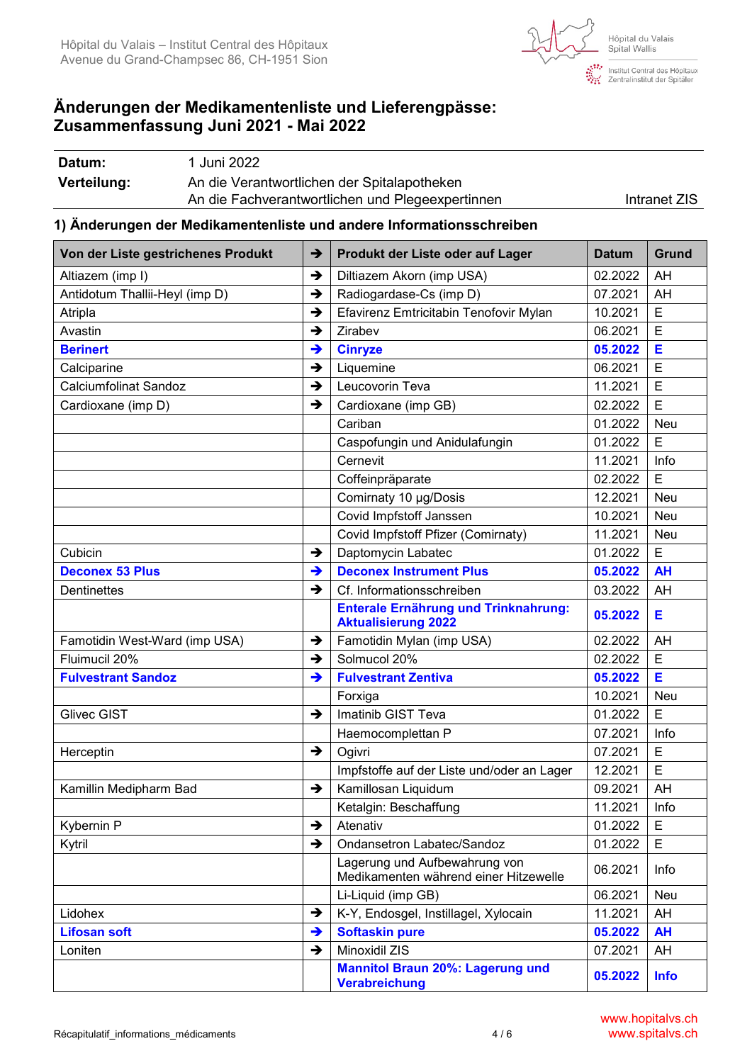Hôpital du Valais – Institut Central des Hôpitaux
Avenue du Grand-Champsec 86, CH-1951 Sion

# Änderungen der Medikamentenliste und Lieferengpässe: Zusammenfassung Juni 2021 - Mai 2022

| | |
|---|---|
| **Datum:** | 1 Juni 2022 |
| **Verteilung:** | An die Verantwortlichen der Spitalapotheken<br>An die Fachverantwortlichen und Plegeexpertinnen — Intranet ZIS |

## 1) Änderungen der Medikamentenliste und andere Informationsschreiben

| Von der Liste gestrichenes Produkt | ➔ | Produkt der Liste oder auf Lager | Datum | Grund |
|---|---|---|---|---|
| Altiazem (imp I) | ➔ | Diltiazem Akorn (imp USA) | 02.2022 | AH |
| Antidotum Thallii-Heyl (imp D) | ➔ | Radiogardase-Cs (imp D) | 07.2021 | AH |
| Atripla | ➔ | Efavirenz Emtricitabin Tenofovir Mylan | 10.2021 | E |
| Avastin | ➔ | Zirabev | 06.2021 | E |
| **Berinert** | ➔ | **Cinryze** | **05.2022** | **E** |
| Calciparine | ➔ | Liquemine | 06.2021 | E |
| Calciumfolinat Sandoz | ➔ | Leucovorin Teva | 11.2021 | E |
| Cardioxane (imp D) | ➔ | Cardioxane (imp GB) | 02.2022 | E |
| | | Cariban | 01.2022 | Neu |
| | | Caspofungin und Anidulafungin | 01.2022 | E |
| | | Cernevit | 11.2021 | Info |
| | | Coffeinpräparate | 02.2022 | E |
| | | Comirnaty 10 µg/Dosis | 12.2021 | Neu |
| | | Covid Impfstoff Janssen | 10.2021 | Neu |
| | | Covid Impfstoff Pfizer (Comirnaty) | 11.2021 | Neu |
| Cubicin | ➔ | Daptomycin Labatec | 01.2022 | E |
| **Deconex 53 Plus** | ➔ | **Deconex Instrument Plus** | **05.2022** | **AH** |
| Dentinettes | ➔ | Cf. Informationsschreiben | 03.2022 | AH |
| | | **Enterale Ernährung und Trinknahrung: Aktualisierung 2022** | **05.2022** | **E** |
| Famotidin West-Ward (imp USA) | ➔ | Famotidin Mylan (imp USA) | 02.2022 | AH |
| Fluimucil 20% | ➔ | Solmucol 20% | 02.2022 | E |
| **Fulvestrant Sandoz** | ➔ | **Fulvestrant Zentiva** | **05.2022** | **E** |
| | | Forxiga | 10.2021 | Neu |
| Glivec GIST | ➔ | Imatinib GIST Teva | 01.2022 | E |
| | | Haemocomplettan P | 07.2021 | Info |
| Herceptin | ➔ | Ogivri | 07.2021 | E |
| | | Impfstoffe auf der Liste und/oder an Lager | 12.2021 | E |
| Kamillin Medipharm Bad | ➔ | Kamillosan Liquidum | 09.2021 | AH |
| | | Ketalgin: Beschaffung | 11.2021 | Info |
| Kybernin P | ➔ | Atenativ | 01.2022 | E |
| Kytril | ➔ | Ondansetron Labatec/Sandoz | 01.2022 | E |
| | | Lagerung und Aufbewahrung von Medikamenten während einer Hitzewelle | 06.2021 | Info |
| | | Li-Liquid (imp GB) | 06.2021 | Neu |
| Lidohex | ➔ | K-Y, Endosgel, Instillagel, Xylocain | 11.2021 | AH |
| **Lifosan soft** | ➔ | **Softaskin pure** | **05.2022** | **AH** |
| Loniten | ➔ | Minoxidil ZIS | 07.2021 | AH |
| | | **Mannitol Braun 20%: Lagerung und Verabreichung** | **05.2022** | **Info** |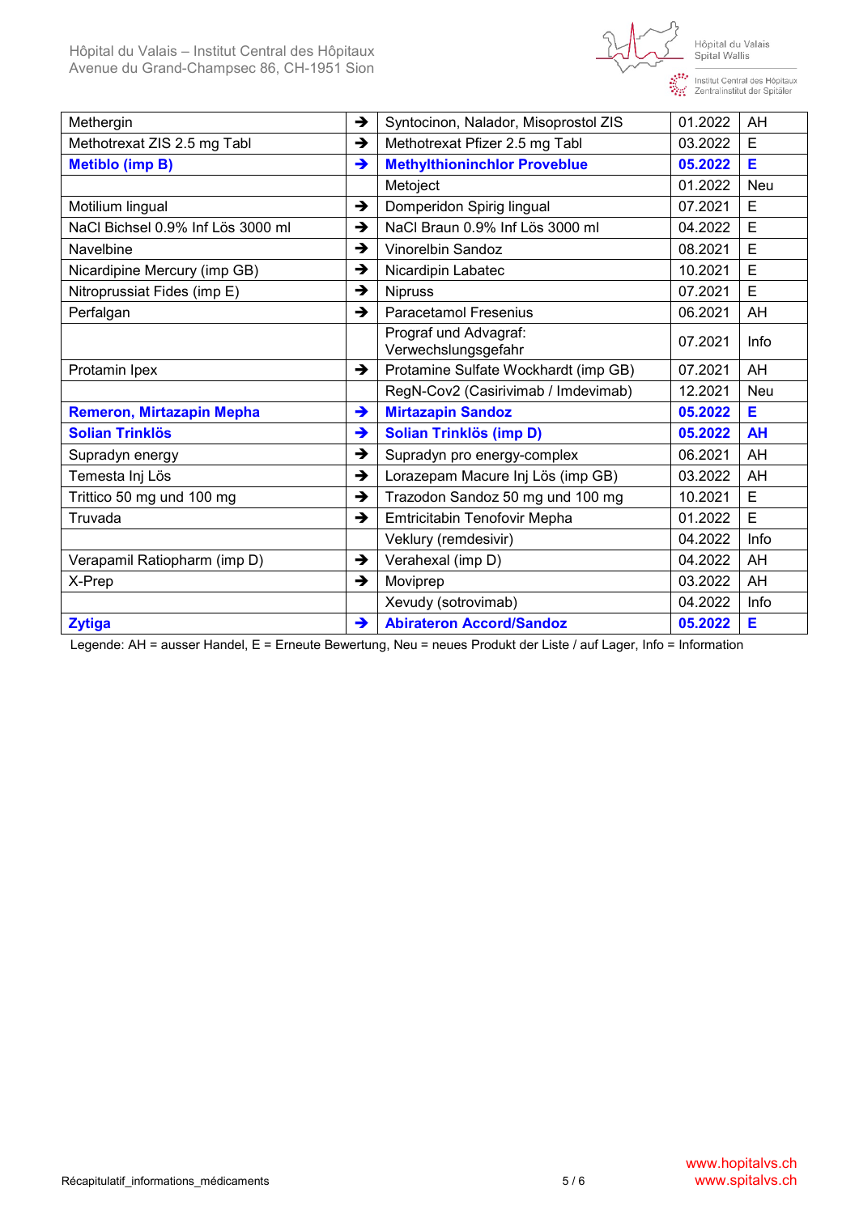| | | | | |
|---|---|---|---|---|
| Methergin | → | Syntocinon, Nalador, Misoprostol ZIS | 01.2022 | AH |
| Methotrexat ZIS 2.5 mg Tabl | → | Methotrexat Pfizer 2.5 mg Tabl | 03.2022 | E |
| **Metiblo (imp B)** | **→** | **Methylthioninchlor Proveblue** | **05.2022** | **E** |
| | | Metoject | 01.2022 | Neu |
| Motilium lingual | → | Domperidon Spirig lingual | 07.2021 | E |
| NaCl Bichsel 0.9% Inf Lös 3000 ml | → | NaCl Braun 0.9% Inf Lös 3000 ml | 04.2022 | E |
| Navelbine | → | Vinorelbin Sandoz | 08.2021 | E |
| Nicardipine Mercury (imp GB) | → | Nicardipin Labatec | 10.2021 | E |
| Nitroprussiat Fides (imp E) | → | Nipruss | 07.2021 | E |
| Perfalgan | → | Paracetamol Fresenius | 06.2021 | AH |
| | | Prograf und Advagraf: Verwechslungsgefahr | 07.2021 | Info |
| Protamin Ipex | → | Protamine Sulfate Wockhardt (imp GB) | 07.2021 | AH |
| | | RegN-Cov2 (Casirivimab / Imdevimab) | 12.2021 | Neu |
| **Remeron, Mirtazapin Mepha** | **→** | **Mirtazapin Sandoz** | **05.2022** | **E** |
| **Solian Trinklös** | **→** | **Solian Trinklös (imp D)** | **05.2022** | **AH** |
| Supradyn energy | → | Supradyn pro energy-complex | 06.2021 | AH |
| Temesta Inj Lös | → | Lorazepam Macure Inj Lös (imp GB) | 03.2022 | AH |
| Trittico 50 mg und 100 mg | → | Trazodon Sandoz 50 mg und 100 mg | 10.2021 | E |
| Truvada | → | Emtricitabin Tenofovir Mepha | 01.2022 | E |
| | | Veklury (remdesivir) | 04.2022 | Info |
| Verapamil Ratiopharm (imp D) | → | Verahexal (imp D) | 04.2022 | AH |
| X-Prep | → | Moviprep | 03.2022 | AH |
| | | Xevudy (sotrovimab) | 04.2022 | Info |
| **Zytiga** | **→** | **Abirateron Accord/Sandoz** | **05.2022** | **E** |

Legende: AH = ausser Handel, E = Erneute Bewertung, Neu = neues Produkt der Liste / auf Lager, Info = Information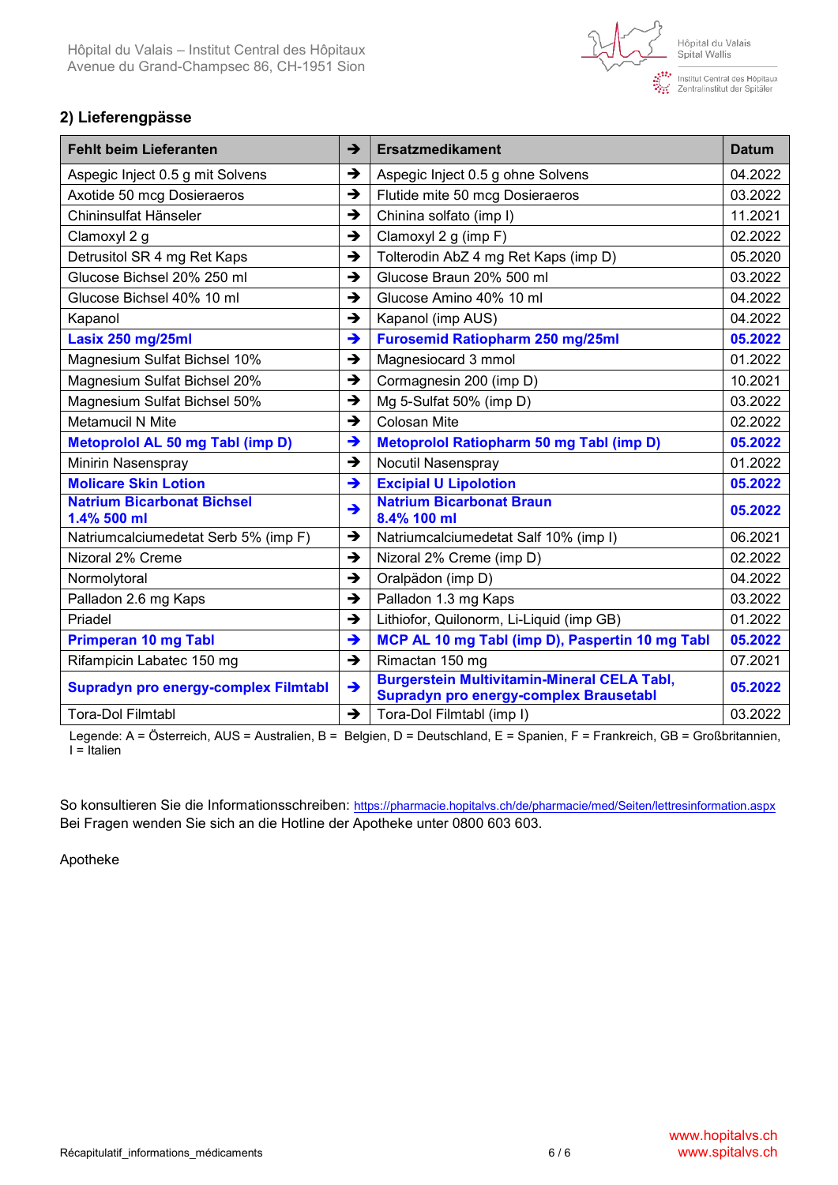## 2) Lieferengpässe

| Fehlt beim Lieferanten | → | Ersatzmedikament | Datum |
|---|---|---|---|
| Aspegic Inject 0.5 g mit Solvens | → | Aspegic Inject 0.5 g ohne Solvens | 04.2022 |
| Axotide 50 mcg Dosieraeros | → | Flutide mite 50 mcg Dosieraeros | 03.2022 |
| Chininsulfat Hänseler | → | Chinina solfato (imp I) | 11.2021 |
| Clamoxyl 2 g | → | Clamoxyl 2 g (imp F) | 02.2022 |
| Detrusitol SR 4 mg Ret Kaps | → | Tolterodin AbZ 4 mg Ret Kaps (imp D) | 05.2020 |
| Glucose Bichsel 20% 250 ml | → | Glucose Braun 20% 500 ml | 03.2022 |
| Glucose Bichsel 40% 10 ml | → | Glucose Amino 40% 10 ml | 04.2022 |
| Kapanol | → | Kapanol (imp AUS) | 04.2022 |
| **Lasix 250 mg/25ml** | **→** | **Furosemid Ratiopharm 250 mg/25ml** | **05.2022** |
| Magnesium Sulfat Bichsel 10% | → | Magnesiocard 3 mmol | 01.2022 |
| Magnesium Sulfat Bichsel 20% | → | Cormagnesin 200 (imp D) | 10.2021 |
| Magnesium Sulfat Bichsel 50% | → | Mg 5-Sulfat 50% (imp D) | 03.2022 |
| Metamucil N Mite | → | Colosan Mite | 02.2022 |
| **Metoprolol AL 50 mg Tabl (imp D)** | **→** | **Metoprolol Ratiopharm 50 mg Tabl (imp D)** | **05.2022** |
| Minirin Nasenspray | → | Nocutil Nasenspray | 01.2022 |
| **Molicare Skin Lotion** | **→** | **Excipial U Lipolotion** | **05.2022** |
| **Natrium Bicarbonat Bichsel 1.4% 500 ml** | **→** | **Natrium Bicarbonat Braun 8.4% 100 ml** | **05.2022** |
| Natriumcalciumedetat Serb 5% (imp F) | → | Natriumcalciumedetat Salf 10% (imp I) | 06.2021 |
| Nizoral 2% Creme | → | Nizoral 2% Creme (imp D) | 02.2022 |
| Normolytoral | → | Oralpädon (imp D) | 04.2022 |
| Palladon 2.6 mg Kaps | → | Palladon 1.3 mg Kaps | 03.2022 |
| Priadel | → | Lithiofor, Quilonorm, Li-Liquid (imp GB) | 01.2022 |
| **Primperan 10 mg Tabl** | **→** | **MCP AL 10 mg Tabl (imp D), Paspertin 10 mg Tabl** | **05.2022** |
| Rifampicin Labatec 150 mg | → | Rimactan 150 mg | 07.2021 |
| **Supradyn pro energy-complex Filmtabl** | **→** | **Burgerstein Multivitamin-Mineral CELA Tabl, Supradyn pro energy-complex Brausetabl** | **05.2022** |
| Tora-Dol Filmtabl | → | Tora-Dol Filmtabl (imp I) | 03.2022 |

Legende: A = Österreich, AUS = Australien, B = Belgien, D = Deutschland, E = Spanien, F = Frankreich, GB = Großbritannien, I = Italien

So konsultieren Sie die Informationsschreiben: https://pharmacie.hopitalvs.ch/de/pharmacie/med/Seiten/lettresinformation.aspx
Bei Fragen wenden Sie sich an die Hotline der Apotheke unter 0800 603 603.

Apotheke